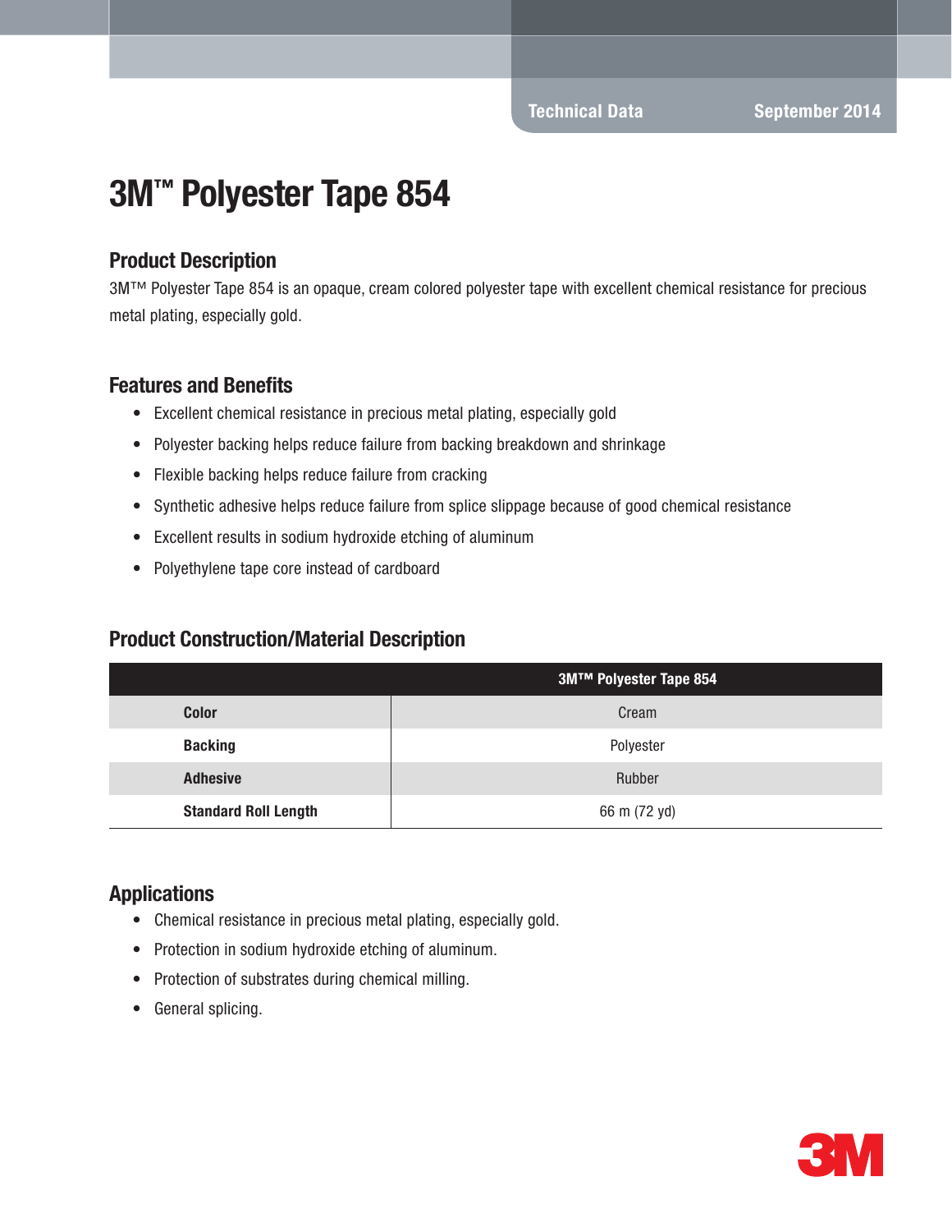Technical Data September 2014

# 3M™ Polyester Tape 854

## Product Description

3M™ Polyester Tape 854 is an opaque, cream colored polyester tape with excellent chemical resistance for precious metal plating, especially gold.

## Features and Benefits

- Excellent chemical resistance in precious metal plating, especially gold
- Polyester backing helps reduce failure from backing breakdown and shrinkage
- Flexible backing helps reduce failure from cracking
- Synthetic adhesive helps reduce failure from splice slippage because of good chemical resistance
- Excellent results in sodium hydroxide etching of aluminum
- Polyethylene tape core instead of cardboard

## Product Construction/Material Description

| | 3M™ Polyester Tape 854 |
|---|---|
| **Color** | Cream |
| **Backing** | Polyester |
| **Adhesive** | Rubber |
| **Standard Roll Length** | 66 m (72 yd) |

## Applications

- Chemical resistance in precious metal plating, especially gold.
- Protection in sodium hydroxide etching of aluminum.
- Protection of substrates during chemical milling.
- General splicing.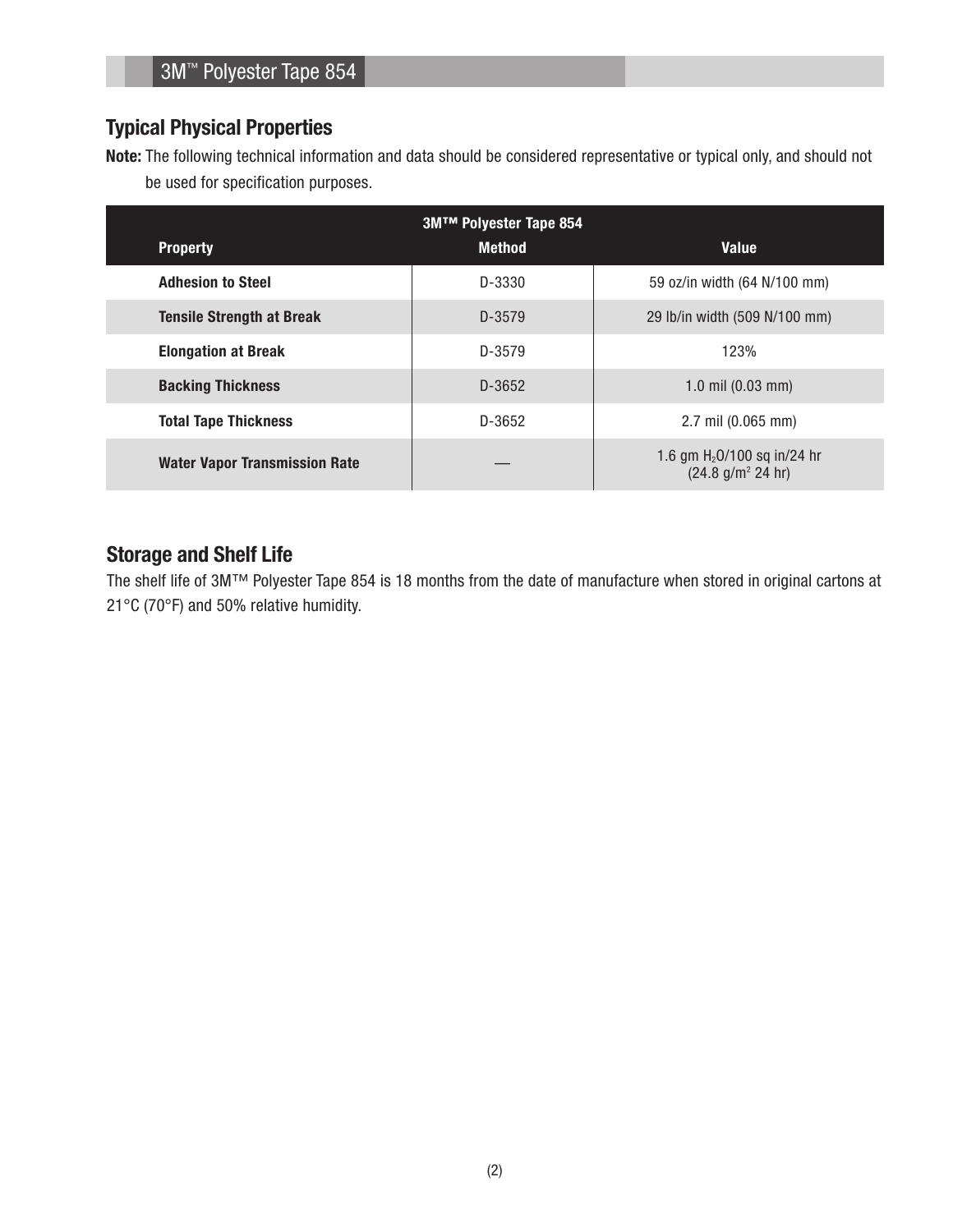## Typical Physical Properties

**Note:** The following technical information and data should be considered representative or typical only, and should not be used for specification purposes.

| 3M™ Polyester Tape 854 | | |
|---|---|---|
| **Property** | **Method** | **Value** |
| **Adhesion to Steel** | D-3330 | 59 oz/in width (64 N/100 mm) |
| **Tensile Strength at Break** | D-3579 | 29 lb/in width (509 N/100 mm) |
| **Elongation at Break** | D-3579 | 123% |
| **Backing Thickness** | D-3652 | 1.0 mil (0.03 mm) |
| **Total Tape Thickness** | D-3652 | 2.7 mil (0.065 mm) |
| **Water Vapor Transmission Rate** | — | 1.6 gm $H_2O$/100 sq in/24 hr (24.8 g/$m^2$ 24 hr) |

## Storage and Shelf Life

The shelf life of 3M™ Polyester Tape 854 is 18 months from the date of manufacture when stored in original cartons at 21°C (70°F) and 50% relative humidity.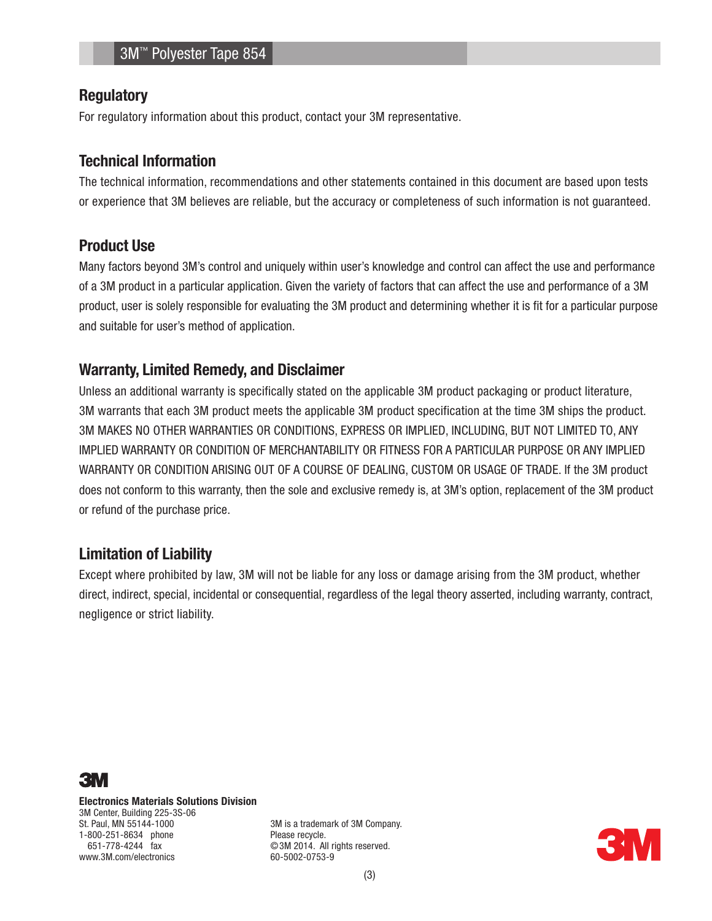## Regulatory

For regulatory information about this product, contact your 3M representative.

## Technical Information

The technical information, recommendations and other statements contained in this document are based upon tests or experience that 3M believes are reliable, but the accuracy or completeness of such information is not guaranteed.

## Product Use

Many factors beyond 3M's control and uniquely within user's knowledge and control can affect the use and performance of a 3M product in a particular application. Given the variety of factors that can affect the use and performance of a 3M product, user is solely responsible for evaluating the 3M product and determining whether it is fit for a particular purpose and suitable for user's method of application.

## Warranty, Limited Remedy, and Disclaimer

Unless an additional warranty is specifically stated on the applicable 3M product packaging or product literature, 3M warrants that each 3M product meets the applicable 3M product specification at the time 3M ships the product. 3M MAKES NO OTHER WARRANTIES OR CONDITIONS, EXPRESS OR IMPLIED, INCLUDING, BUT NOT LIMITED TO, ANY IMPLIED WARRANTY OR CONDITION OF MERCHANTABILITY OR FITNESS FOR A PARTICULAR PURPOSE OR ANY IMPLIED WARRANTY OR CONDITION ARISING OUT OF A COURSE OF DEALING, CUSTOM OR USAGE OF TRADE. If the 3M product does not conform to this warranty, then the sole and exclusive remedy is, at 3M's option, replacement of the 3M product or refund of the purchase price.

## Limitation of Liability

Except where prohibited by law, 3M will not be liable for any loss or damage arising from the 3M product, whether direct, indirect, special, incidental or consequential, regardless of the legal theory asserted, including warranty, contract, negligence or strict liability.

3M

**Electronics Materials Solutions Division**
3M Center, Building 225-3S-06
St. Paul, MN 55144-1000
1-800-251-8634 phone
651-778-4244 fax
www.3M.com/electronics

3M is a trademark of 3M Company.
Please recycle.
© 3M 2014. All rights reserved.
60-5002-0753-9